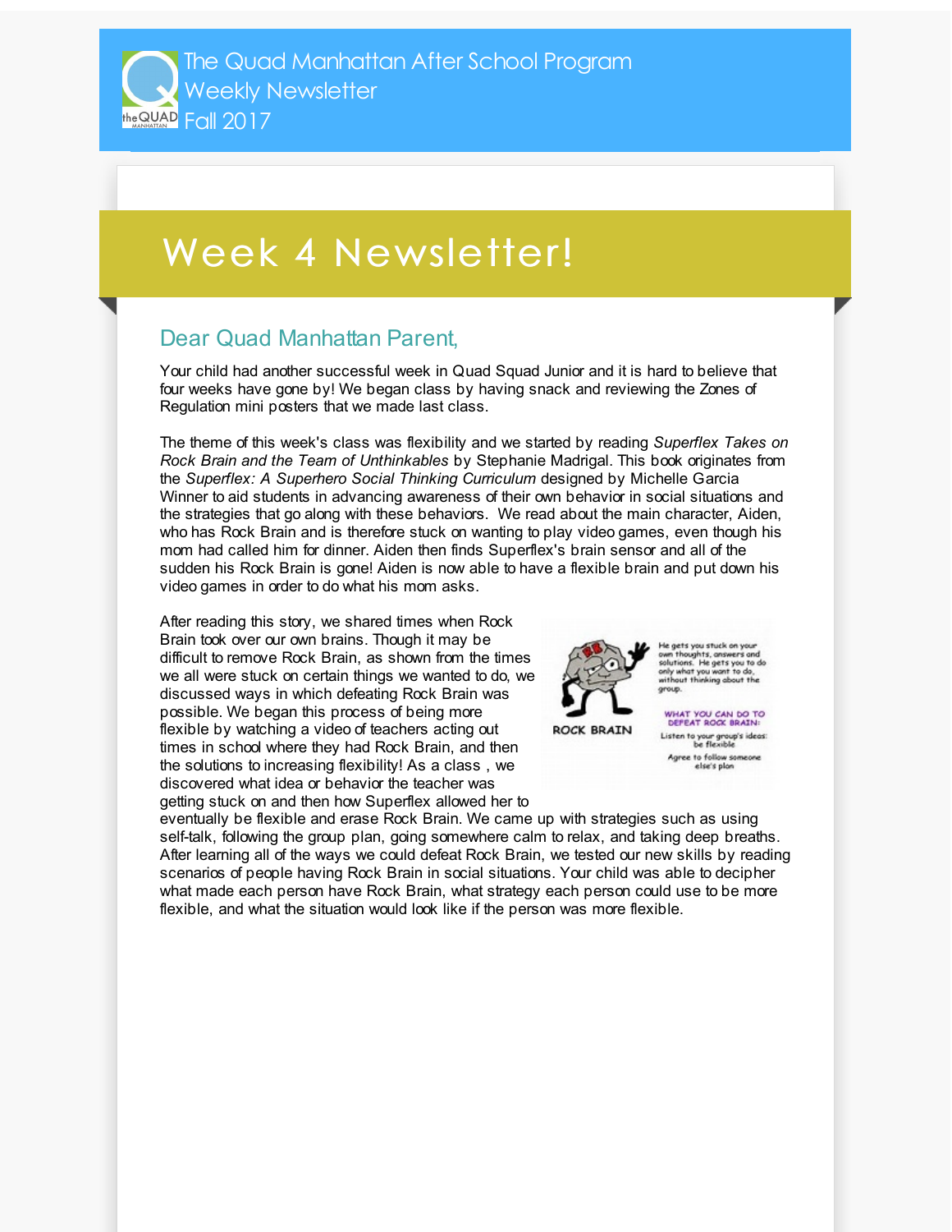The Quad Manhattan After School Program
Weekly Newsletter
Fall 2017

# Week 4 Newsletter!

## Dear Quad Manhattan Parent,

Your child had another successful week in Quad Squad Junior and it is hard to believe that four weeks have gone by! We began class by having snack and reviewing the Zones of Regulation mini posters that we made last class.

The theme of this week's class was flexibility and we started by reading *Superflex Takes on Rock Brain and the Team of Unthinkables* by Stephanie Madrigal. This book originates from the *Superflex: A Superhero Social Thinking Curriculum* designed by Michelle Garcia Winner to aid students in advancing awareness of their own behavior in social situations and the strategies that go along with these behaviors. We read about the main character, Aiden, who has Rock Brain and is therefore stuck on wanting to play video games, even though his mom had called him for dinner. Aiden then finds Superflex's brain sensor and all of the sudden his Rock Brain is gone! Aiden is now able to have a flexible brain and put down his video games in order to do what his mom asks.

After reading this story, we shared times when Rock Brain took over our own brains. Though it may be difficult to remove Rock Brain, as shown from the times we all were stuck on certain things we wanted to do, we discussed ways in which defeating Rock Brain was possible. We began this process of being more flexible by watching a video of teachers acting out times in school where they had Rock Brain, and then the solutions to increasing flexibility! As a class , we discovered what idea or behavior the teacher was getting stuck on and then how Superflex allowed her to eventually be flexible and erase Rock Brain. We came up with strategies such as using self-talk, following the group plan, going somewhere calm to relax, and taking deep breaths. After learning all of the ways we could defeat Rock Brain, we tested our new skills by reading scenarios of people having Rock Brain in social situations. Your child was able to decipher what made each person have Rock Brain, what strategy each person could use to be more flexible, and what the situation would look like if the person was more flexible.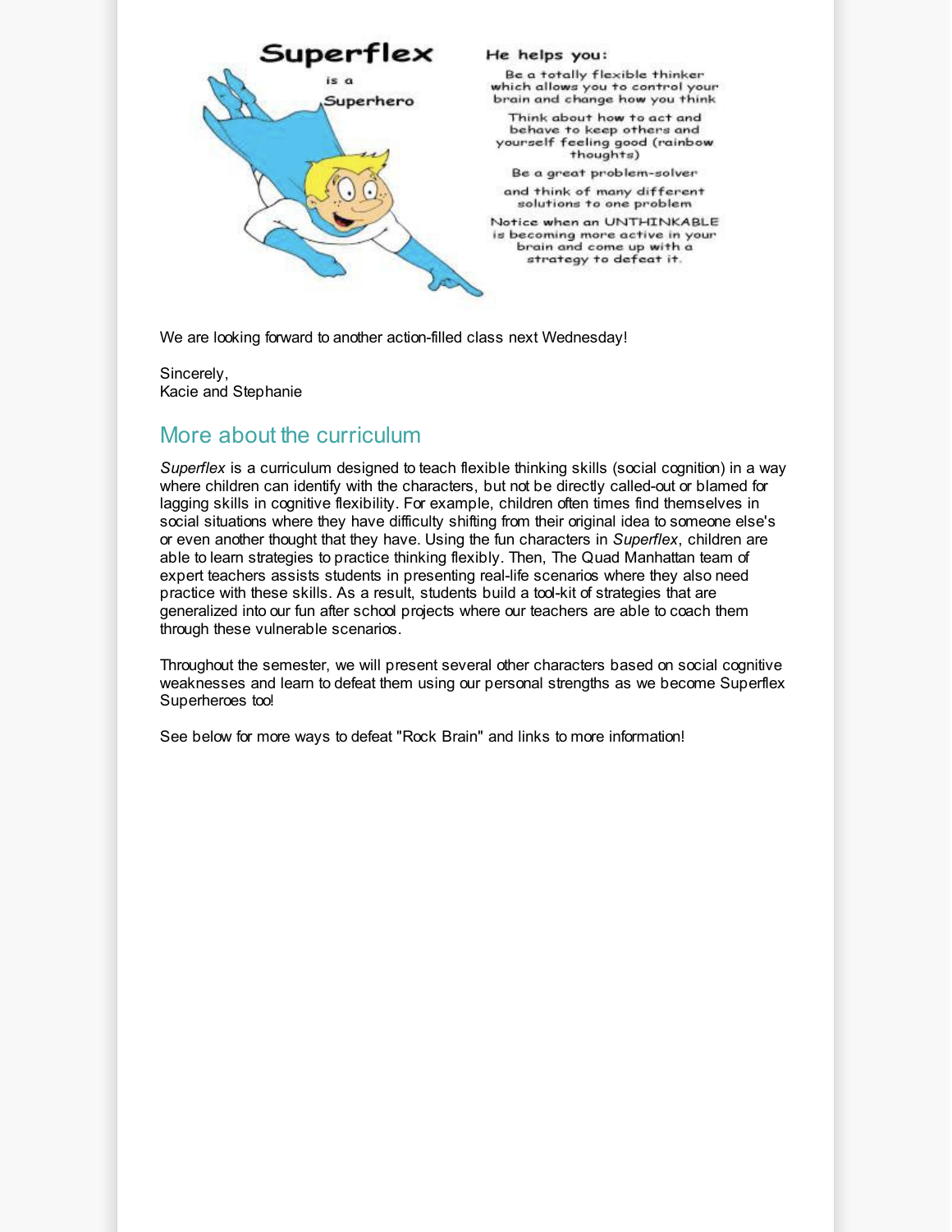Superflex is a Superhero

He helps you:

Be a totally flexible thinker which allows you to control your brain and change how you think

Think about how to act and behave to keep others and yourself feeling good (rainbow thoughts)

Be a great problem-solver

and think of many different solutions to one problem

Notice when an UNTHINKABLE is becoming more active in your brain and come up with a strategy to defeat it.

We are looking forward to another action-filled class next Wednesday!

Sincerely,
Kacie and Stephanie

## More about the curriculum

*Superflex* is a curriculum designed to teach flexible thinking skills (social cognition) in a way where children can identify with the characters, but not be directly called-out or blamed for lagging skills in cognitive flexibility. For example, children often times find themselves in social situations where they have difficulty shifting from their original idea to someone else's or even another thought that they have. Using the fun characters in *Superflex*, children are able to learn strategies to practice thinking flexibly. Then, The Quad Manhattan team of expert teachers assists students in presenting real-life scenarios where they also need practice with these skills. As a result, students build a tool-kit of strategies that are generalized into our fun after school projects where our teachers are able to coach them through these vulnerable scenarios.

Throughout the semester, we will present several other characters based on social cognitive weaknesses and learn to defeat them using our personal strengths as we become Superflex Superheroes too!

See below for more ways to defeat "Rock Brain" and links to more information!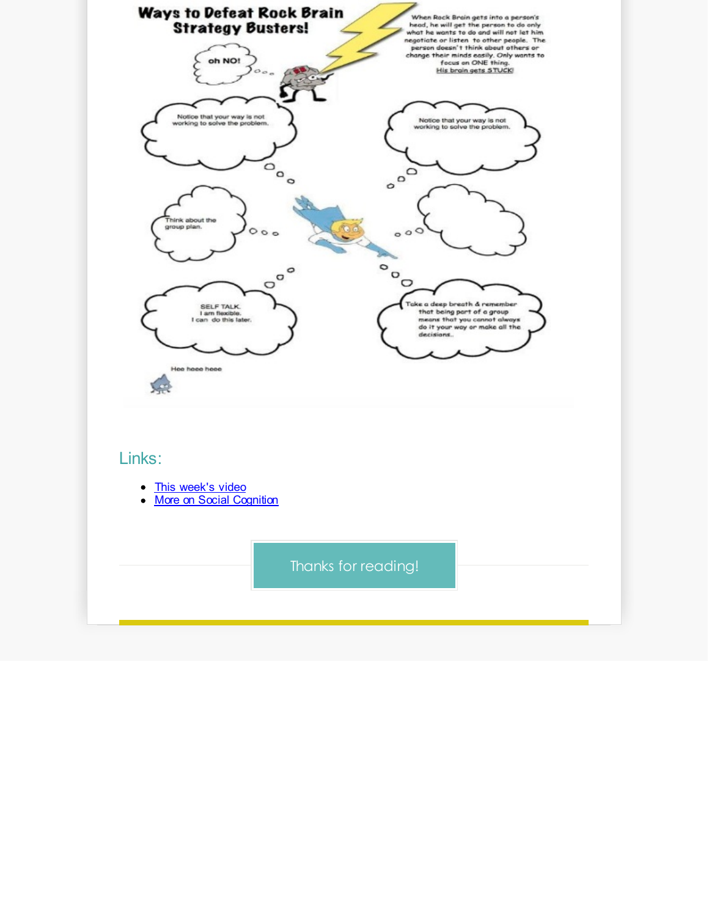# Ways to Defeat Rock Brain Strategy Busters!

When Rock Brain gets into a person's head, he will get the person to do only what he wants to do and will not let him negotiate or listen to other people. The person doesn't think about others or change their minds easily. Only wants to focus on ONE thing. His brain gets STUCK!

oh NO!

Notice that your way is not working to solve the problem.

Notice that your way is not working to solve the problem.

Think about the group plan.

SELF TALK.
I am flexible.
I can do this later.

Take a deep breath & remember that being part of a group means that you cannot always do it your way or make all the decisions.

Hee heee heee

## Links:

- This week's video
- More on Social Cognition

Thanks for reading!